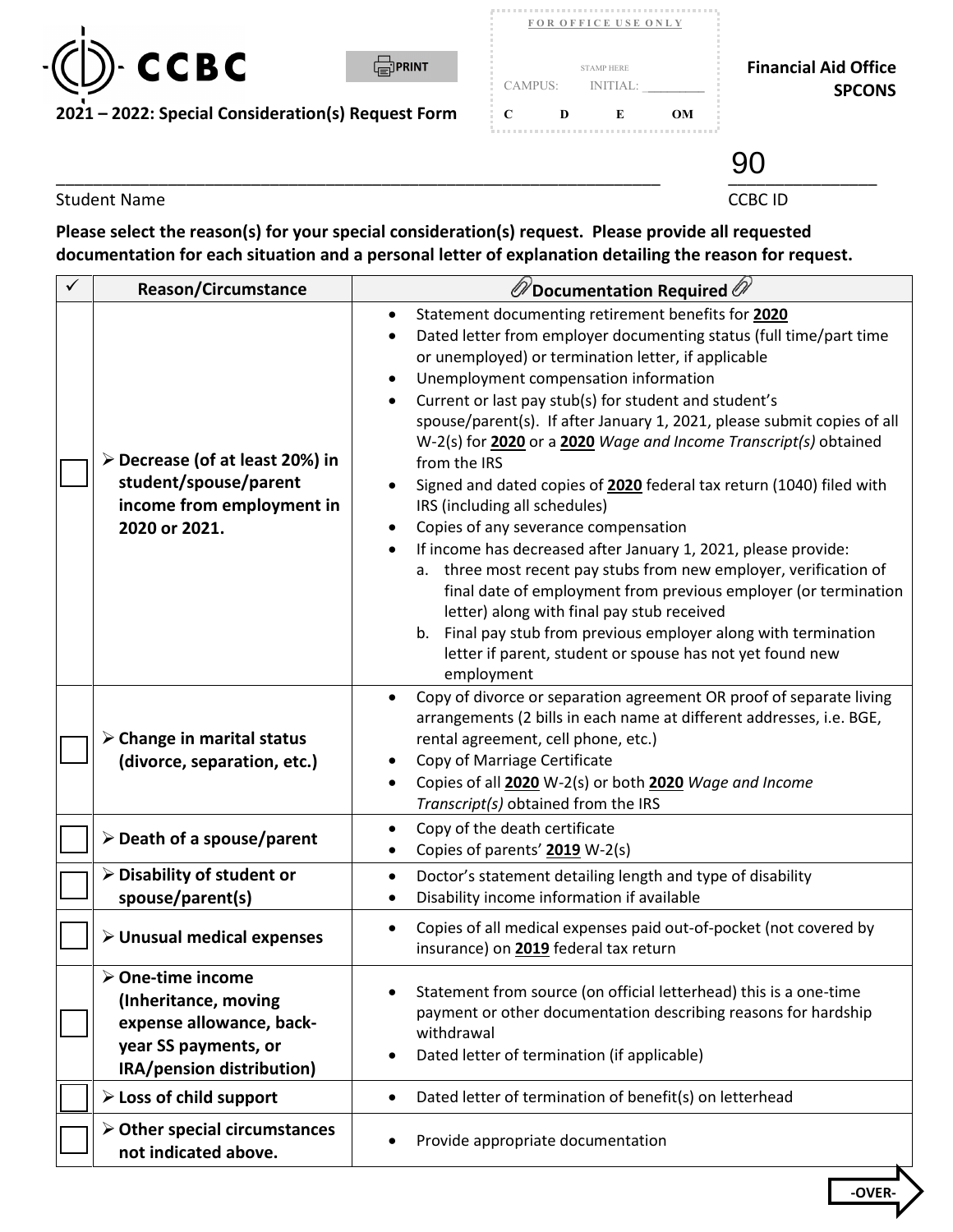CCBC

PRINT

| FOR OFFICE USE ONLY | | | |
|---|---|---|---|
| STAMP HERE | | | |
| CAMPUS: | INITIAL: ________ | | |
| C | D | E | OM |

**Financial Aid Office**
**SPCONS**

## 2021 – 2022: Special Consideration(s) Request Form

_______________________________________________ 90____________

Student Name CCBC ID

**Please select the reason(s) for your special consideration(s) request. Please provide all requested documentation for each situation and a personal letter of explanation detailing the reason for request.**

| ✓ | Reason/Circumstance | Documentation Required |
|---|---|---|
| ☐ | **➢ Decrease (of at least 20%) in student/spouse/parent income from employment in 2020 or 2021.** | • Statement documenting retirement benefits for **2020**<br>• Dated letter from employer documenting status (full time/part time or unemployed) or termination letter, if applicable<br>• Unemployment compensation information<br>• Current or last pay stub(s) for student and student's spouse/parent(s). If after January 1, 2021, please submit copies of all W-2(s) for **2020** or a **2020** *Wage and Income Transcript(s)* obtained from the IRS<br>• Signed and dated copies of **2020** federal tax return (1040) filed with IRS (including all schedules)<br>• Copies of any severance compensation<br>• If income has decreased after January 1, 2021, please provide:<br>a. three most recent pay stubs from new employer, verification of final date of employment from previous employer (or termination letter) along with final pay stub received<br>b. Final pay stub from previous employer along with termination letter if parent, student or spouse has not yet found new employment |
| ☐ | **➢ Change in marital status (divorce, separation, etc.)** | • Copy of divorce or separation agreement OR proof of separate living arrangements (2 bills in each name at different addresses, i.e. BGE, rental agreement, cell phone, etc.)<br>• Copy of Marriage Certificate<br>• Copies of all **2020** W-2(s) or both **2020** *Wage and Income Transcript(s)* obtained from the IRS |
| ☐ | **➢ Death of a spouse/parent** | • Copy of the death certificate<br>• Copies of parents' **2019** W-2(s) |
| ☐ | **➢ Disability of student or spouse/parent(s)** | • Doctor's statement detailing length and type of disability<br>• Disability income information if available |
| ☐ | **➢ Unusual medical expenses** | • Copies of all medical expenses paid out-of-pocket (not covered by insurance) on **2019** federal tax return |
| ☐ | **➢ One-time income (Inheritance, moving expense allowance, back-year SS payments, or IRA/pension distribution)** | • Statement from source (on official letterhead) this is a one-time payment or other documentation describing reasons for hardship withdrawal<br>• Dated letter of termination (if applicable) |
| ☐ | **➢ Loss of child support** | • Dated letter of termination of benefit(s) on letterhead |
| ☐ | **➢ Other special circumstances not indicated above.** | • Provide appropriate documentation |

-OVER-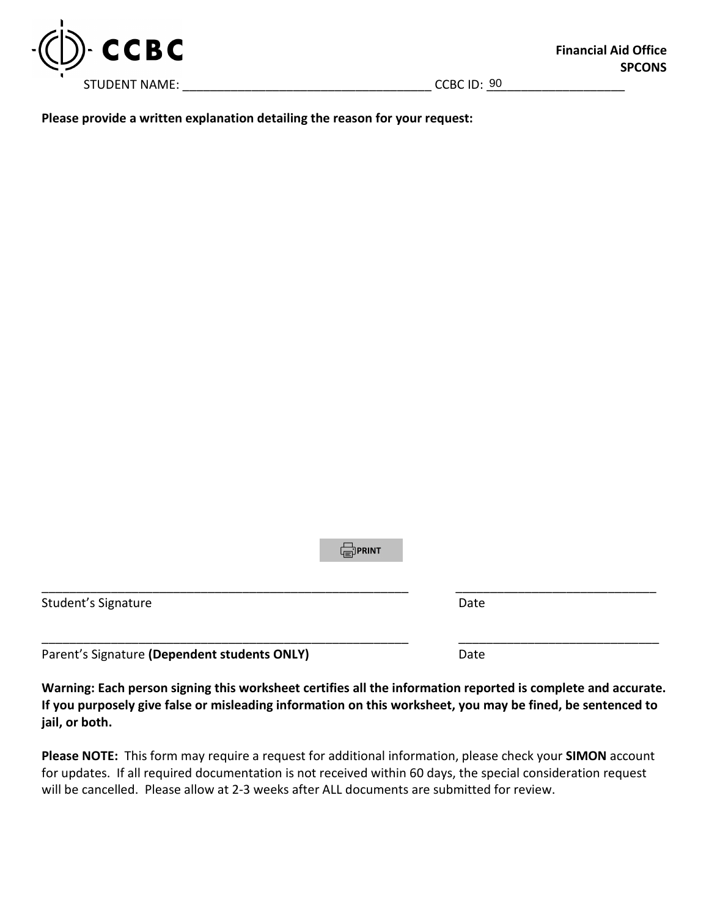CCBC

**Financial Aid Office**
**SPCONS**

STUDENT NAME: ___________________________________ CCBC ID: 90___________________

**Please provide a written explanation detailing the reason for your request:**

PRINT

_______________________________________________________ ____________________________
Student's Signature Date

_______________________________________________________ ____________________________
Parent's Signature **(Dependent students ONLY)** Date

**Warning: Each person signing this worksheet certifies all the information reported is complete and accurate. If you purposely give false or misleading information on this worksheet, you may be fined, be sentenced to jail, or both.**

**Please NOTE:** This form may require a request for additional information, please check your **SIMON** account for updates. If all required documentation is not received within 60 days, the special consideration request will be cancelled. Please allow at 2-3 weeks after ALL documents are submitted for review.